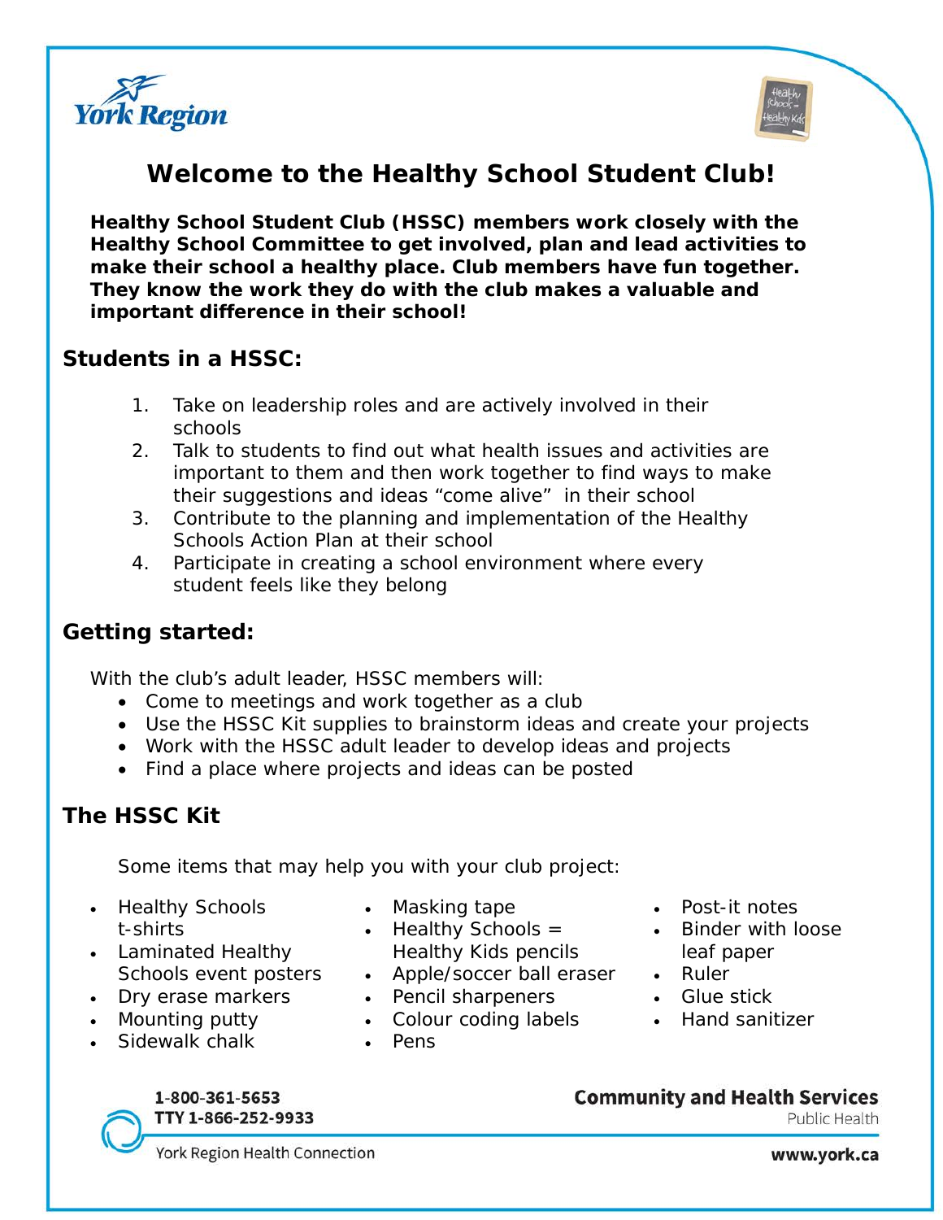# Welcome to the Healthy School Student Club!

**Healthy School Student Club (HSSC) members work closely with the Healthy School Committee to get involved, plan and lead activities to make their school a healthy place. Club members have fun together. They know the work they do with the club makes a valuable and important difference in their school!**

## Students in a HSSC:

1. Take on leadership roles and are actively involved in their schools
2. Talk to students to find out what health issues and activities are important to them and then work together to find ways to make their suggestions and ideas "come alive" in their school
3. Contribute to the planning and implementation of the Healthy Schools Action Plan at their school
4. Participate in creating a school environment where every student feels like they belong

## Getting started:

With the club's adult leader, HSSC members will:

- Come to meetings and work together as a club
- Use the HSSC Kit supplies to brainstorm ideas and create your projects
- Work with the HSSC adult leader to develop ideas and projects
- Find a place where projects and ideas can be posted

## The HSSC Kit

Some items that may help you with your club project:

- Healthy Schools t-shirts
- Laminated Healthy Schools event posters
- Dry erase markers
- Mounting putty
- Sidewalk chalk
- Masking tape
- Healthy Schools = Healthy Kids pencils
- Apple/soccer ball eraser
- Pencil sharpeners
- Colour coding labels
- Pens
- Post-it notes
- Binder with loose leaf paper
- Ruler
- Glue stick
- Hand sanitizer

1-800-361-5653
TTY 1-866-252-9933
York Region Health Connection

**Community and Health Services**
Public Health

**www.york.ca**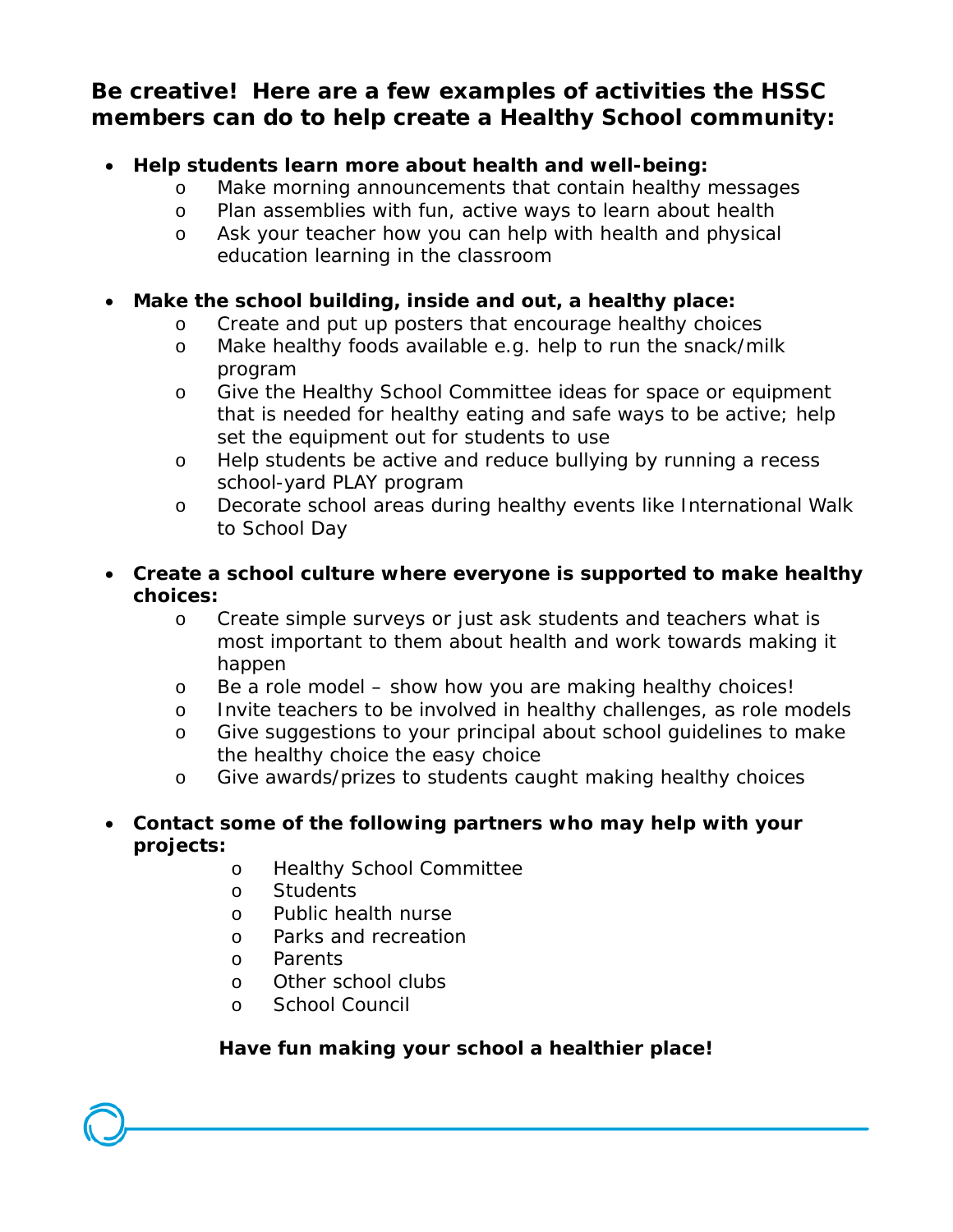**Be creative! Here are a few examples of activities the HSSC members can do to help create a Healthy School community:**

- **Help students learn more about health and well-being:**
  - Make morning announcements that contain healthy messages
  - Plan assemblies with fun, active ways to learn about health
  - Ask your teacher how you can help with health and physical education learning in the classroom

- **Make the school building, inside and out, a healthy place:**
  - Create and put up posters that encourage healthy choices
  - Make healthy foods available e.g. help to run the snack/milk program
  - Give the Healthy School Committee ideas for space or equipment that is needed for healthy eating and safe ways to be active; help set the equipment out for students to use
  - Help students be active and reduce bullying by running a recess school-yard PLAY program
  - Decorate school areas during healthy events like International Walk to School Day

- **Create a school culture where everyone is supported to make healthy choices:**
  - Create simple surveys or just ask students and teachers what is most important to them about health and work towards making it happen
  - Be a role model – show how you are making healthy choices!
  - Invite teachers to be involved in healthy challenges, as role models
  - Give suggestions to your principal about school guidelines to make the healthy choice the easy choice
  - Give awards/prizes to students caught making healthy choices

- **Contact some of the following partners who may help with your projects:**
  - Healthy School Committee
  - Students
  - Public health nurse
  - Parks and recreation
  - Parents
  - Other school clubs
  - School Council

**Have fun making your school a healthier place!**